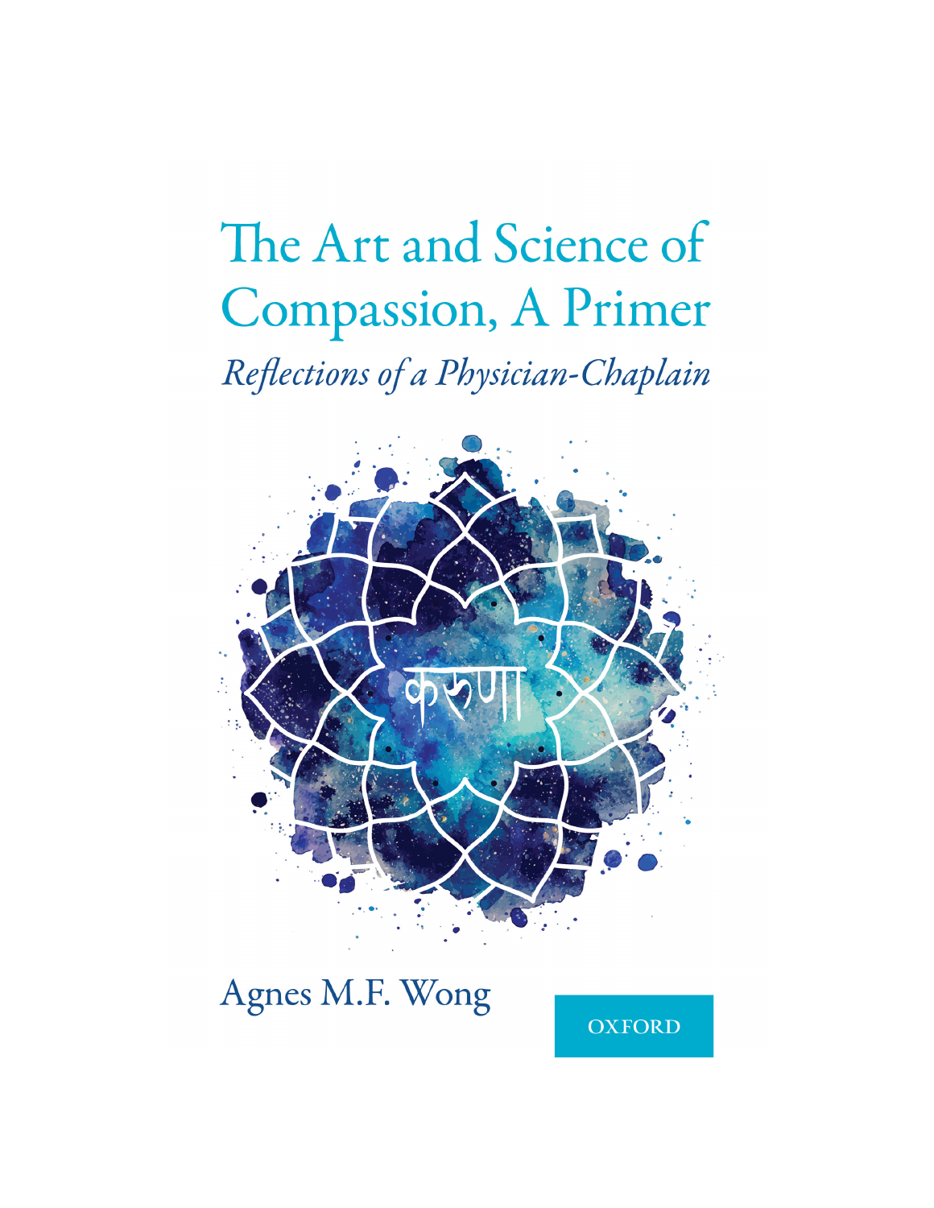# The Art and Science of Compassion, A Primer

*Reflections of a Physician-Chaplain*

करुणा

Agnes M.F. Wong

OXFORD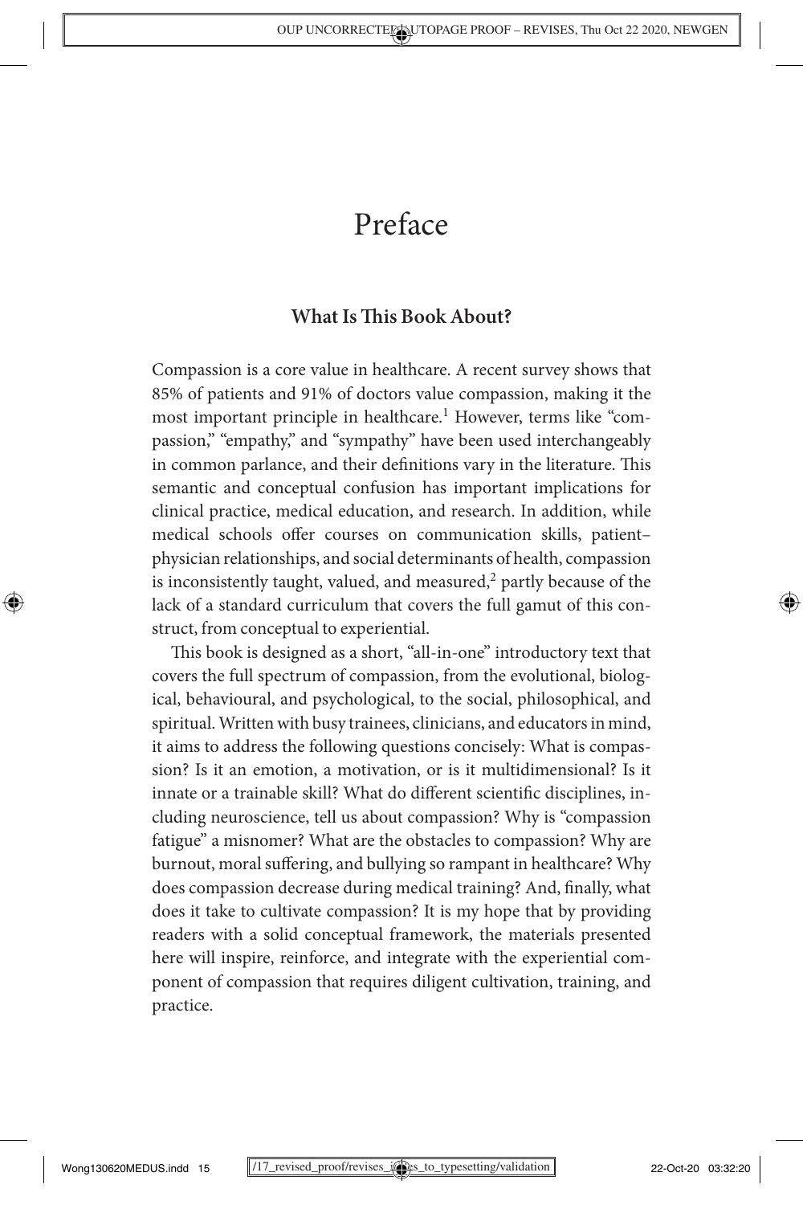# Preface

## What Is This Book About?

Compassion is a core value in healthcare. A recent survey shows that 85% of patients and 91% of doctors value compassion, making it the most important principle in healthcare.[1] However, terms like "compassion," "empathy," and "sympathy" have been used interchangeably in common parlance, and their definitions vary in the literature. This semantic and conceptual confusion has important implications for clinical practice, medical education, and research. In addition, while medical schools offer courses on communication skills, patient–physician relationships, and social determinants of health, compassion is inconsistently taught, valued, and measured,[2] partly because of the lack of a standard curriculum that covers the full gamut of this construct, from conceptual to experiential.

This book is designed as a short, "all-in-one" introductory text that covers the full spectrum of compassion, from the evolutional, biological, behavioural, and psychological, to the social, philosophical, and spiritual. Written with busy trainees, clinicians, and educators in mind, it aims to address the following questions concisely: What is compassion? Is it an emotion, a motivation, or is it multidimensional? Is it innate or a trainable skill? What do different scientific disciplines, including neuroscience, tell us about compassion? Why is "compassion fatigue" a misnomer? What are the obstacles to compassion? Why are burnout, moral suffering, and bullying so rampant in healthcare? Why does compassion decrease during medical training? And, finally, what does it take to cultivate compassion? It is my hope that by providing readers with a solid conceptual framework, the materials presented here will inspire, reinforce, and integrate with the experiential component of compassion that requires diligent cultivation, training, and practice.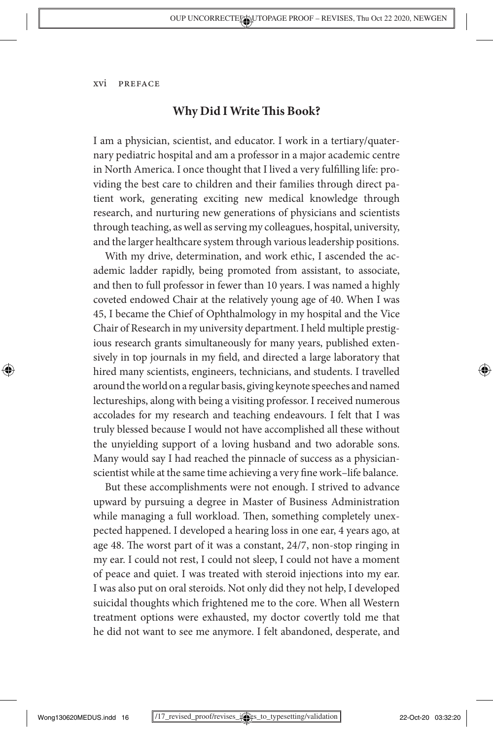## Why Did I Write This Book?

I am a physician, scientist, and educator. I work in a tertiary/quaternary pediatric hospital and am a professor in a major academic centre in North America. I once thought that I lived a very fulfilling life: providing the best care to children and their families through direct patient work, generating exciting new medical knowledge through research, and nurturing new generations of physicians and scientists through teaching, as well as serving my colleagues, hospital, university, and the larger healthcare system through various leadership positions.

With my drive, determination, and work ethic, I ascended the academic ladder rapidly, being promoted from assistant, to associate, and then to full professor in fewer than 10 years. I was named a highly coveted endowed Chair at the relatively young age of 40. When I was 45, I became the Chief of Ophthalmology in my hospital and the Vice Chair of Research in my university department. I held multiple prestigious research grants simultaneously for many years, published extensively in top journals in my field, and directed a large laboratory that hired many scientists, engineers, technicians, and students. I travelled around the world on a regular basis, giving keynote speeches and named lectureships, along with being a visiting professor. I received numerous accolades for my research and teaching endeavours. I felt that I was truly blessed because I would not have accomplished all these without the unyielding support of a loving husband and two adorable sons. Many would say I had reached the pinnacle of success as a physician-scientist while at the same time achieving a very fine work–life balance.

But these accomplishments were not enough. I strived to advance upward by pursuing a degree in Master of Business Administration while managing a full workload. Then, something completely unexpected happened. I developed a hearing loss in one ear, 4 years ago, at age 48. The worst part of it was a constant, 24/7, non-stop ringing in my ear. I could not rest, I could not sleep, I could not have a moment of peace and quiet. I was treated with steroid injections into my ear. I was also put on oral steroids. Not only did they not help, I developed suicidal thoughts which frightened me to the core. When all Western treatment options were exhausted, my doctor covertly told me that he did not want to see me anymore. I felt abandoned, desperate, and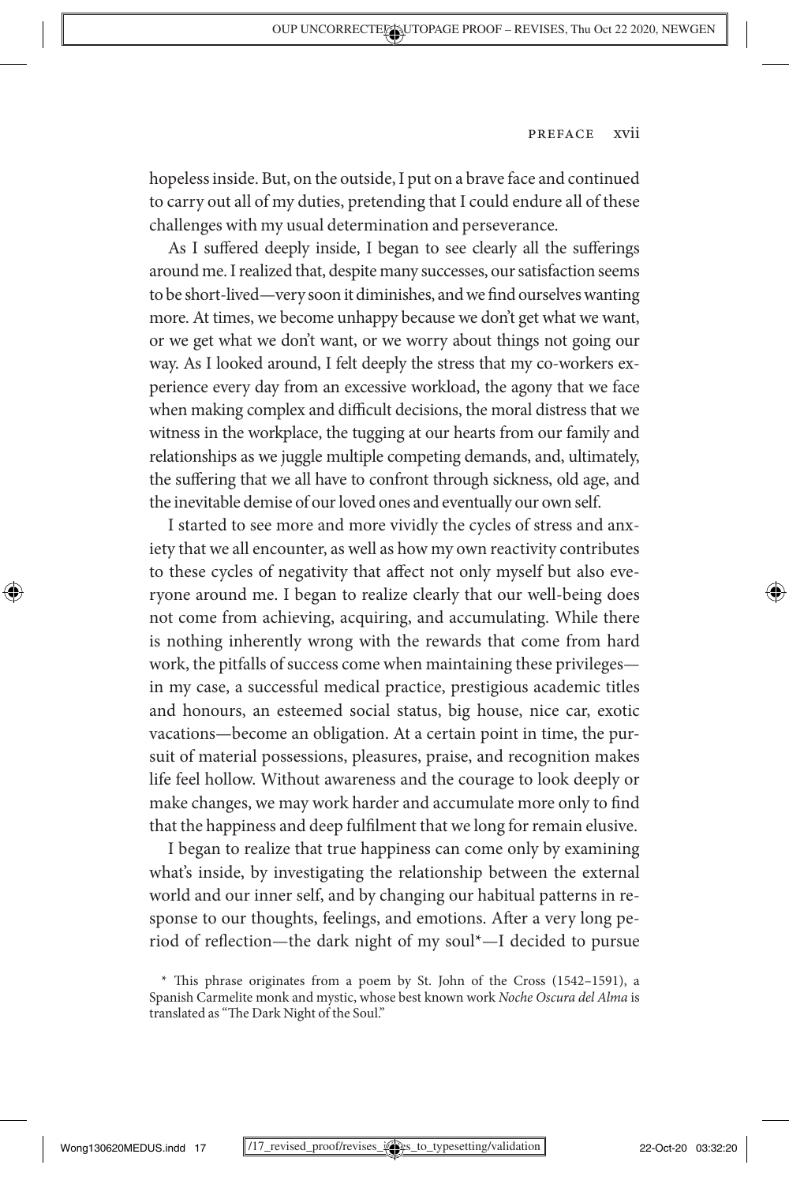hopeless inside. But, on the outside, I put on a brave face and continued to carry out all of my duties, pretending that I could endure all of these challenges with my usual determination and perseverance.

As I suffered deeply inside, I began to see clearly all the sufferings around me. I realized that, despite many successes, our satisfaction seems to be short-lived—very soon it diminishes, and we find ourselves wanting more. At times, we become unhappy because we don't get what we want, or we get what we don't want, or we worry about things not going our way. As I looked around, I felt deeply the stress that my co-workers experience every day from an excessive workload, the agony that we face when making complex and difficult decisions, the moral distress that we witness in the workplace, the tugging at our hearts from our family and relationships as we juggle multiple competing demands, and, ultimately, the suffering that we all have to confront through sickness, old age, and the inevitable demise of our loved ones and eventually our own self.

I started to see more and more vividly the cycles of stress and anxiety that we all encounter, as well as how my own reactivity contributes to these cycles of negativity that affect not only myself but also everyone around me. I began to realize clearly that our well-being does not come from achieving, acquiring, and accumulating. While there is nothing inherently wrong with the rewards that come from hard work, the pitfalls of success come when maintaining these privileges—in my case, a successful medical practice, prestigious academic titles and honours, an esteemed social status, big house, nice car, exotic vacations—become an obligation. At a certain point in time, the pursuit of material possessions, pleasures, praise, and recognition makes life feel hollow. Without awareness and the courage to look deeply or make changes, we may work harder and accumulate more only to find that the happiness and deep fulfilment that we long for remain elusive.

I began to realize that true happiness can come only by examining what's inside, by investigating the relationship between the external world and our inner self, and by changing our habitual patterns in response to our thoughts, feelings, and emotions. After a very long period of reflection—the dark night of my soul*—I decided to pursue

* This phrase originates from a poem by St. John of the Cross (1542–1591), a Spanish Carmelite monk and mystic, whose best known work *Noche Oscura del Alma* is translated as "The Dark Night of the Soul."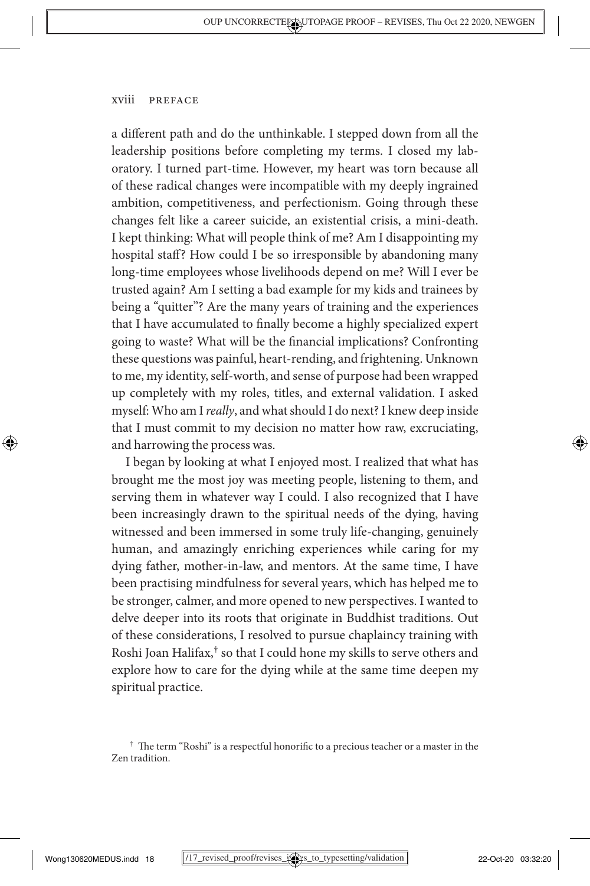a different path and do the unthinkable. I stepped down from all the leadership positions before completing my terms. I closed my laboratory. I turned part-time. However, my heart was torn because all of these radical changes were incompatible with my deeply ingrained ambition, competitiveness, and perfectionism. Going through these changes felt like a career suicide, an existential crisis, a mini-death. I kept thinking: What will people think of me? Am I disappointing my hospital staff? How could I be so irresponsible by abandoning many long-time employees whose livelihoods depend on me? Will I ever be trusted again? Am I setting a bad example for my kids and trainees by being a "quitter"? Are the many years of training and the experiences that I have accumulated to finally become a highly specialized expert going to waste? What will be the financial implications? Confronting these questions was painful, heart-rending, and frightening. Unknown to me, my identity, self-worth, and sense of purpose had been wrapped up completely with my roles, titles, and external validation. I asked myself: Who am I *really*, and what should I do next? I knew deep inside that I must commit to my decision no matter how raw, excruciating, and harrowing the process was.

I began by looking at what I enjoyed most. I realized that what has brought me the most joy was meeting people, listening to them, and serving them in whatever way I could. I also recognized that I have been increasingly drawn to the spiritual needs of the dying, having witnessed and been immersed in some truly life-changing, genuinely human, and amazingly enriching experiences while caring for my dying father, mother-in-law, and mentors. At the same time, I have been practising mindfulness for several years, which has helped me to be stronger, calmer, and more opened to new perspectives. I wanted to delve deeper into its roots that originate in Buddhist traditions. Out of these considerations, I resolved to pursue chaplaincy training with Roshi Joan Halifax,† so that I could hone my skills to serve others and explore how to care for the dying while at the same time deepen my spiritual practice.

† The term "Roshi" is a respectful honorific to a precious teacher or a master in the Zen tradition.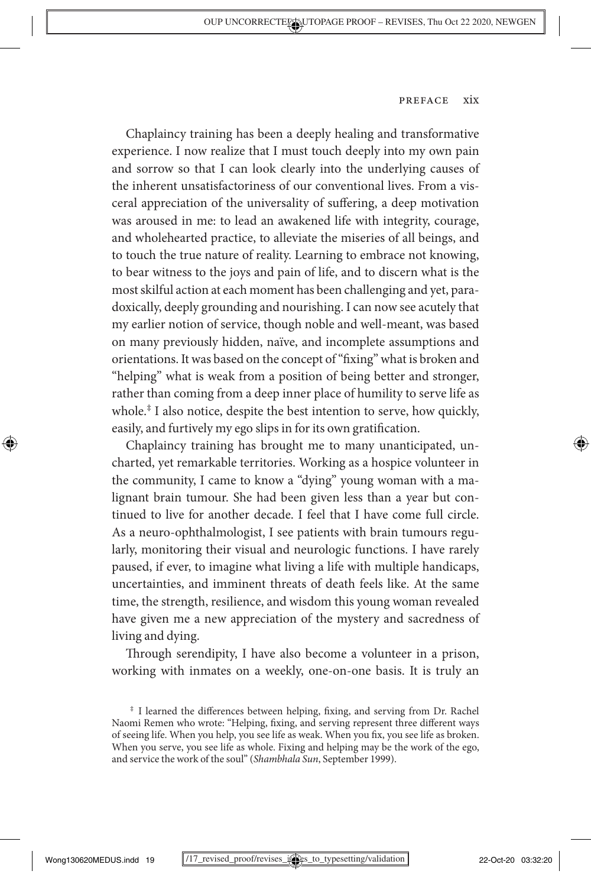Chaplaincy training has been a deeply healing and transformative experience. I now realize that I must touch deeply into my own pain and sorrow so that I can look clearly into the underlying causes of the inherent unsatisfactoriness of our conventional lives. From a visceral appreciation of the universality of suffering, a deep motivation was aroused in me: to lead an awakened life with integrity, courage, and wholehearted practice, to alleviate the miseries of all beings, and to touch the true nature of reality. Learning to embrace not knowing, to bear witness to the joys and pain of life, and to discern what is the most skilful action at each moment has been challenging and yet, paradoxically, deeply grounding and nourishing. I can now see acutely that my earlier notion of service, though noble and well-meant, was based on many previously hidden, naïve, and incomplete assumptions and orientations. It was based on the concept of "fixing" what is broken and "helping" what is weak from a position of being better and stronger, rather than coming from a deep inner place of humility to serve life as whole.[‡] I also notice, despite the best intention to serve, how quickly, easily, and furtively my ego slips in for its own gratification.

Chaplaincy training has brought me to many unanticipated, uncharted, yet remarkable territories. Working as a hospice volunteer in the community, I came to know a "dying" young woman with a malignant brain tumour. She had been given less than a year but continued to live for another decade. I feel that I have come full circle. As a neuro-ophthalmologist, I see patients with brain tumours regularly, monitoring their visual and neurologic functions. I have rarely paused, if ever, to imagine what living a life with multiple handicaps, uncertainties, and imminent threats of death feels like. At the same time, the strength, resilience, and wisdom this young woman revealed have given me a new appreciation of the mystery and sacredness of living and dying.

Through serendipity, I have also become a volunteer in a prison, working with inmates on a weekly, one-on-one basis. It is truly an

[‡] I learned the differences between helping, fixing, and serving from Dr. Rachel Naomi Remen who wrote: "Helping, fixing, and serving represent three different ways of seeing life. When you help, you see life as weak. When you fix, you see life as broken. When you serve, you see life as whole. Fixing and helping may be the work of the ego, and service the work of the soul" (*Shambhala Sun*, September 1999).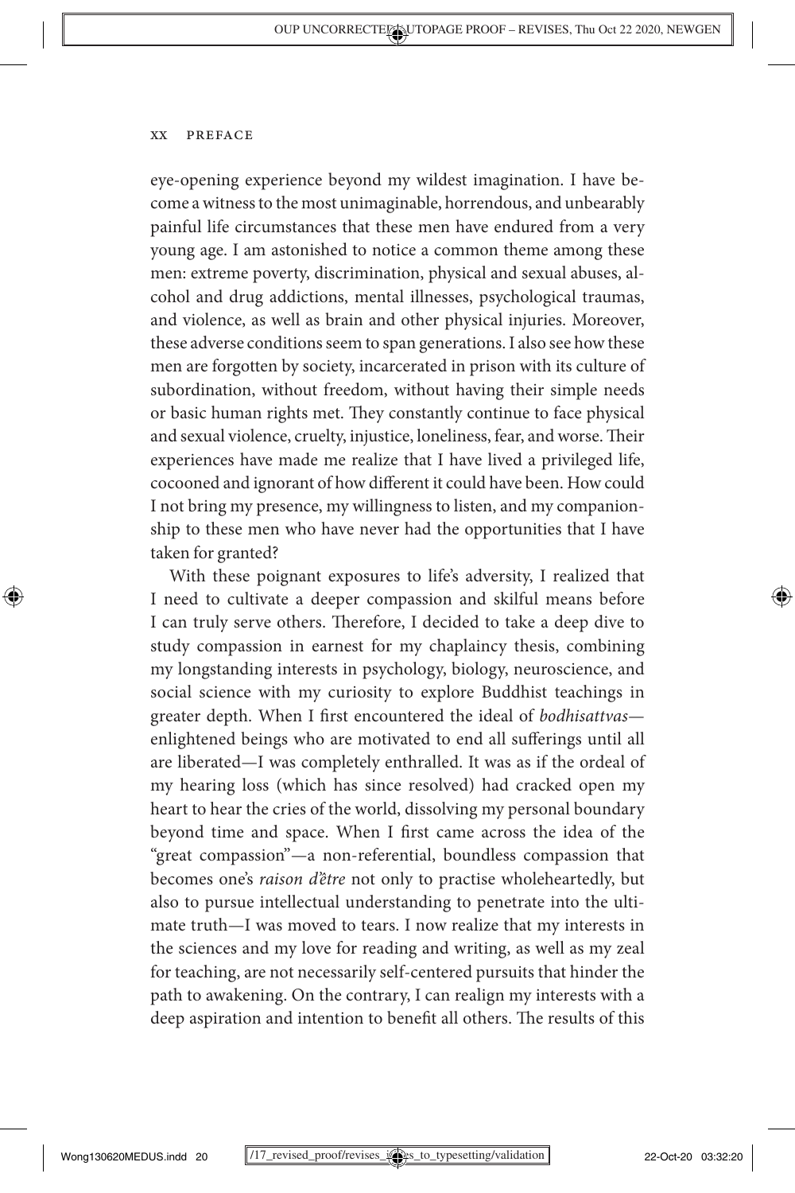eye-opening experience beyond my wildest imagination. I have become a witness to the most unimaginable, horrendous, and unbearably painful life circumstances that these men have endured from a very young age. I am astonished to notice a common theme among these men: extreme poverty, discrimination, physical and sexual abuses, alcohol and drug addictions, mental illnesses, psychological traumas, and violence, as well as brain and other physical injuries. Moreover, these adverse conditions seem to span generations. I also see how these men are forgotten by society, incarcerated in prison with its culture of subordination, without freedom, without having their simple needs or basic human rights met. They constantly continue to face physical and sexual violence, cruelty, injustice, loneliness, fear, and worse. Their experiences have made me realize that I have lived a privileged life, cocooned and ignorant of how different it could have been. How could I not bring my presence, my willingness to listen, and my companionship to these men who have never had the opportunities that I have taken for granted?

With these poignant exposures to life's adversity, I realized that I need to cultivate a deeper compassion and skilful means before I can truly serve others. Therefore, I decided to take a deep dive to study compassion in earnest for my chaplaincy thesis, combining my longstanding interests in psychology, biology, neuroscience, and social science with my curiosity to explore Buddhist teachings in greater depth. When I first encountered the ideal of *bodhisattvas*—enlightened beings who are motivated to end all sufferings until all are liberated—I was completely enthralled. It was as if the ordeal of my hearing loss (which has since resolved) had cracked open my heart to hear the cries of the world, dissolving my personal boundary beyond time and space. When I first came across the idea of the "great compassion"—a non-referential, boundless compassion that becomes one's *raison d'être* not only to practise wholeheartedly, but also to pursue intellectual understanding to penetrate into the ultimate truth—I was moved to tears. I now realize that my interests in the sciences and my love for reading and writing, as well as my zeal for teaching, are not necessarily self-centered pursuits that hinder the path to awakening. On the contrary, I can realign my interests with a deep aspiration and intention to benefit all others. The results of this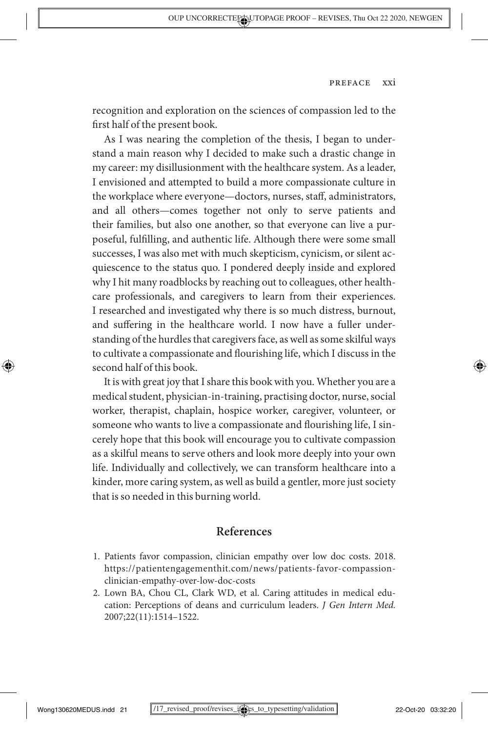recognition and exploration on the sciences of compassion led to the first half of the present book.

As I was nearing the completion of the thesis, I began to understand a main reason why I decided to make such a drastic change in my career: my disillusionment with the healthcare system. As a leader, I envisioned and attempted to build a more compassionate culture in the workplace where everyone—doctors, nurses, staff, administrators, and all others—comes together not only to serve patients and their families, but also one another, so that everyone can live a purposeful, fulfilling, and authentic life. Although there were some small successes, I was also met with much skepticism, cynicism, or silent acquiescence to the status quo. I pondered deeply inside and explored why I hit many roadblocks by reaching out to colleagues, other healthcare professionals, and caregivers to learn from their experiences. I researched and investigated why there is so much distress, burnout, and suffering in the healthcare world. I now have a fuller understanding of the hurdles that caregivers face, as well as some skilful ways to cultivate a compassionate and flourishing life, which I discuss in the second half of this book.

It is with great joy that I share this book with you. Whether you are a medical student, physician-in-training, practising doctor, nurse, social worker, therapist, chaplain, hospice worker, caregiver, volunteer, or someone who wants to live a compassionate and flourishing life, I sincerely hope that this book will encourage you to cultivate compassion as a skilful means to serve others and look more deeply into your own life. Individually and collectively, we can transform healthcare into a kinder, more caring system, as well as build a gentler, more just society that is so needed in this burning world.

## References

1. Patients favor compassion, clinician empathy over low doc costs. 2018. https://patientengagementhit.com/news/patients-favor-compassion-clinician-empathy-over-low-doc-costs
2. Lown BA, Chou CL, Clark WD, et al. Caring attitudes in medical education: Perceptions of deans and curriculum leaders. *J Gen Intern Med.* 2007;22(11):1514–1522.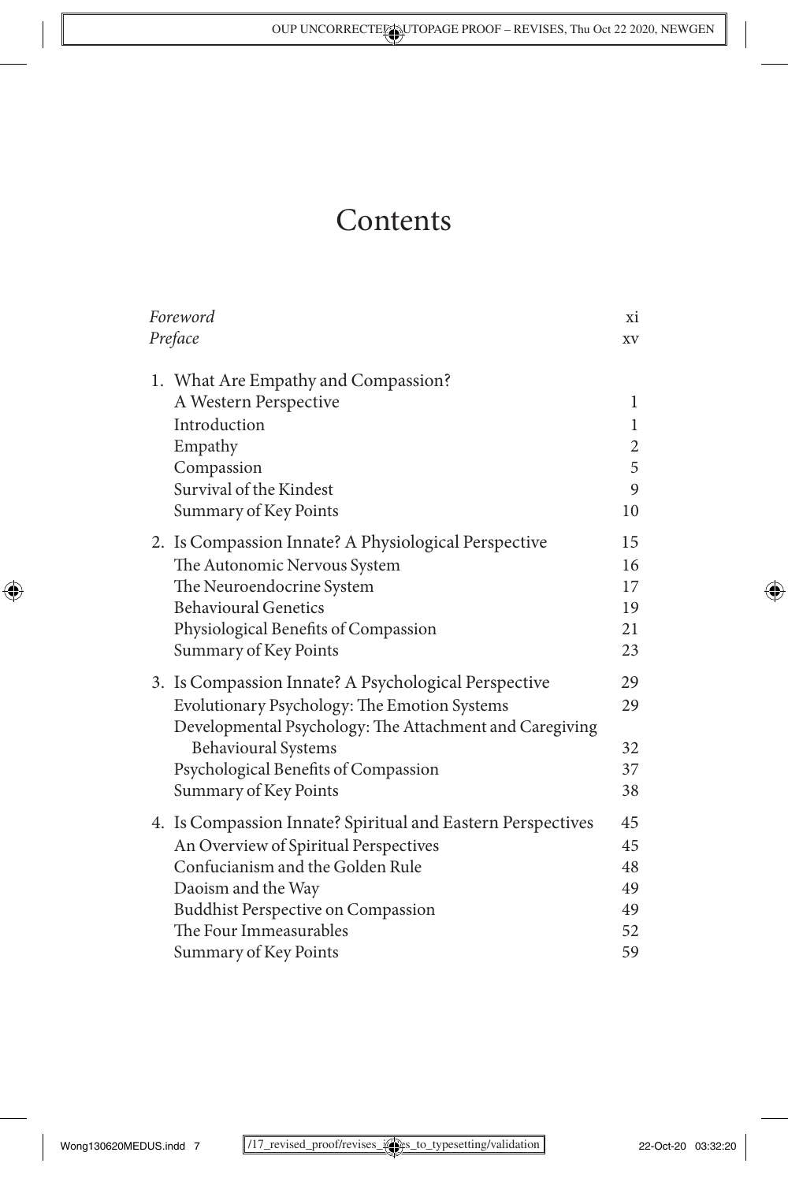# Contents

| | |
|---|---|
| *Foreword* | xi |
| *Preface* | xv |
| 1. What Are Empathy and Compassion? A Western Perspective | 1 |
| Introduction | 1 |
| Empathy | 2 |
| Compassion | 5 |
| Survival of the Kindest | 9 |
| Summary of Key Points | 10 |
| 2. Is Compassion Innate? A Physiological Perspective | 15 |
| The Autonomic Nervous System | 16 |
| The Neuroendocrine System | 17 |
| Behavioural Genetics | 19 |
| Physiological Benefits of Compassion | 21 |
| Summary of Key Points | 23 |
| 3. Is Compassion Innate? A Psychological Perspective | 29 |
| Evolutionary Psychology: The Emotion Systems | 29 |
| Developmental Psychology: The Attachment and Caregiving Behavioural Systems | 32 |
| Psychological Benefits of Compassion | 37 |
| Summary of Key Points | 38 |
| 4. Is Compassion Innate? Spiritual and Eastern Perspectives | 45 |
| An Overview of Spiritual Perspectives | 45 |
| Confucianism and the Golden Rule | 48 |
| Daoism and the Way | 49 |
| Buddhist Perspective on Compassion | 49 |
| The Four Immeasurables | 52 |
| Summary of Key Points | 59 |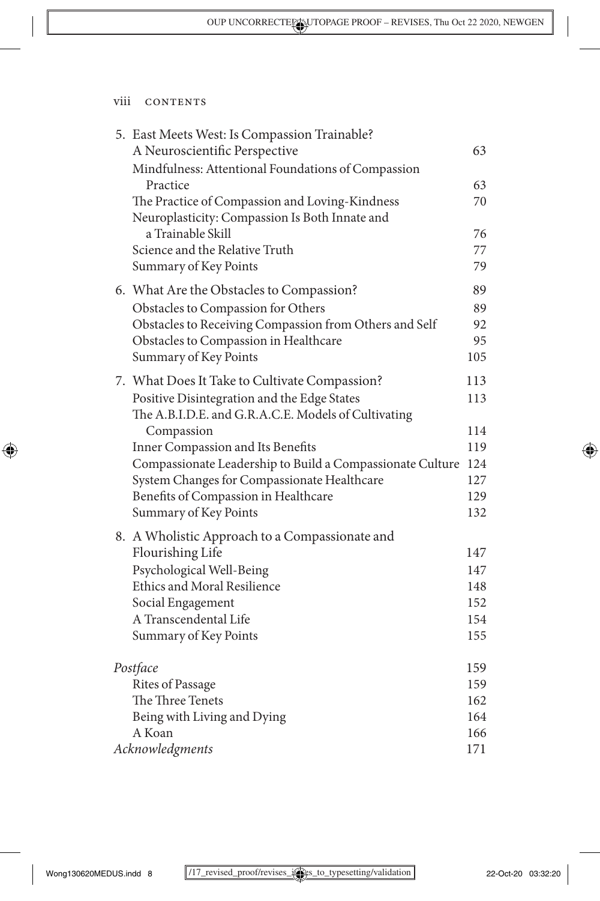5. East Meets West: Is Compassion Trainable? A Neuroscientific Perspective 63
   - Mindfulness: Attentional Foundations of Compassion Practice 63
   - The Practice of Compassion and Loving-Kindness 70
   - Neuroplasticity: Compassion Is Both Innate and a Trainable Skill 76
   - Science and the Relative Truth 77
   - Summary of Key Points 79

6. What Are the Obstacles to Compassion? 89
   - Obstacles to Compassion for Others 89
   - Obstacles to Receiving Compassion from Others and Self 92
   - Obstacles to Compassion in Healthcare 95
   - Summary of Key Points 105

7. What Does It Take to Cultivate Compassion? 113
   - Positive Disintegration and the Edge States 113
   - The A.B.I.D.E. and G.R.A.C.E. Models of Cultivating Compassion 114
   - Inner Compassion and Its Benefits 119
   - Compassionate Leadership to Build a Compassionate Culture 124
   - System Changes for Compassionate Healthcare 127
   - Benefits of Compassion in Healthcare 129
   - Summary of Key Points 132

8. A Wholistic Approach to a Compassionate and Flourishing Life 147
   - Psychological Well-Being 147
   - Ethics and Moral Resilience 148
   - Social Engagement 152
   - A Transcendental Life 154
   - Summary of Key Points 155

*Postface* 159
   - Rites of Passage 159
   - The Three Tenets 162
   - Being with Living and Dying 164
   - A Koan 166

*Acknowledgments* 171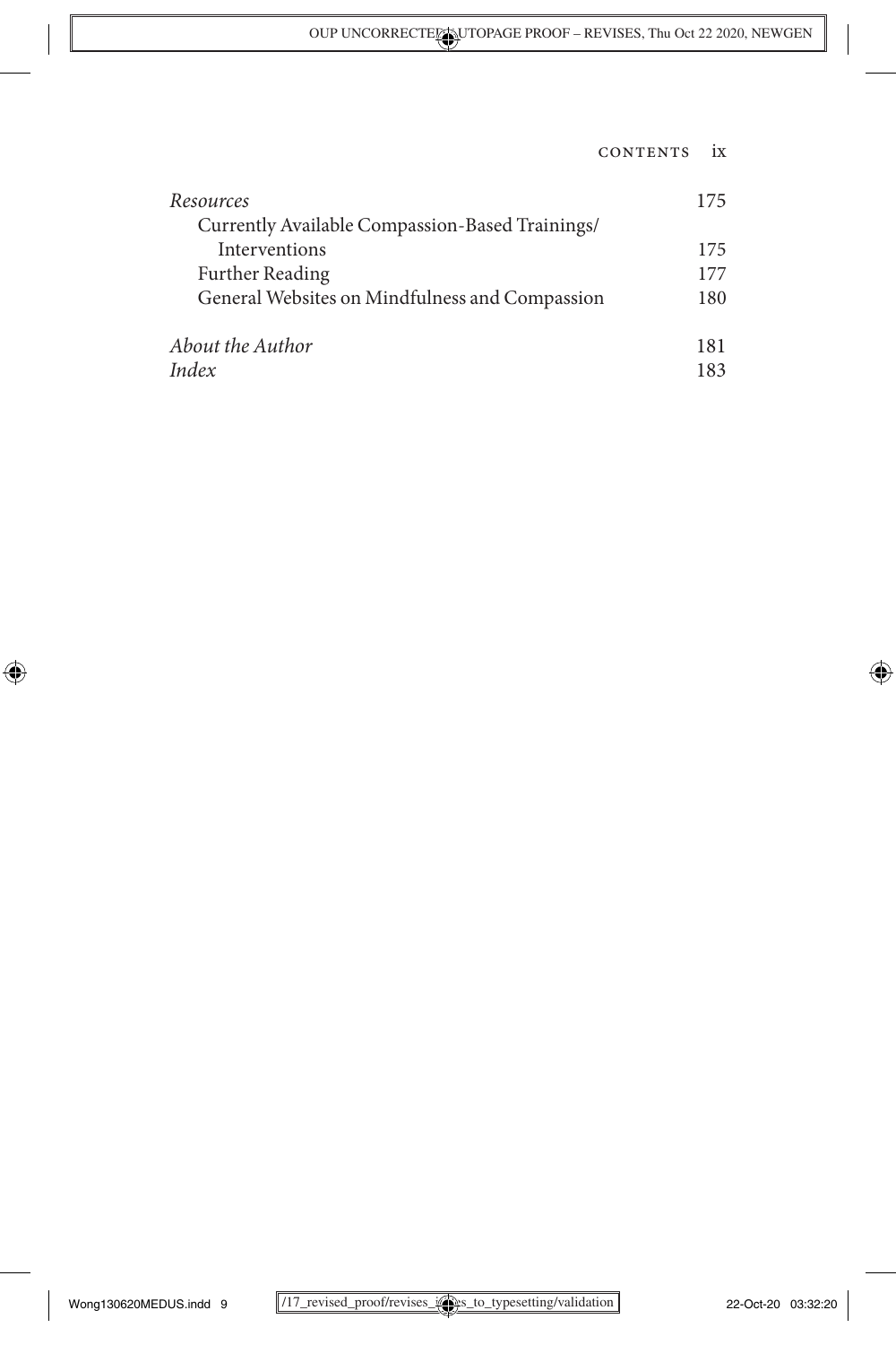| | |
|---|---|
| *Resources* | 175 |
| Currently Available Compassion-Based Trainings/ Interventions | 175 |
| Further Reading | 177 |
| General Websites on Mindfulness and Compassion | 180 |
| *About the Author* | 181 |
| *Index* | 183 |